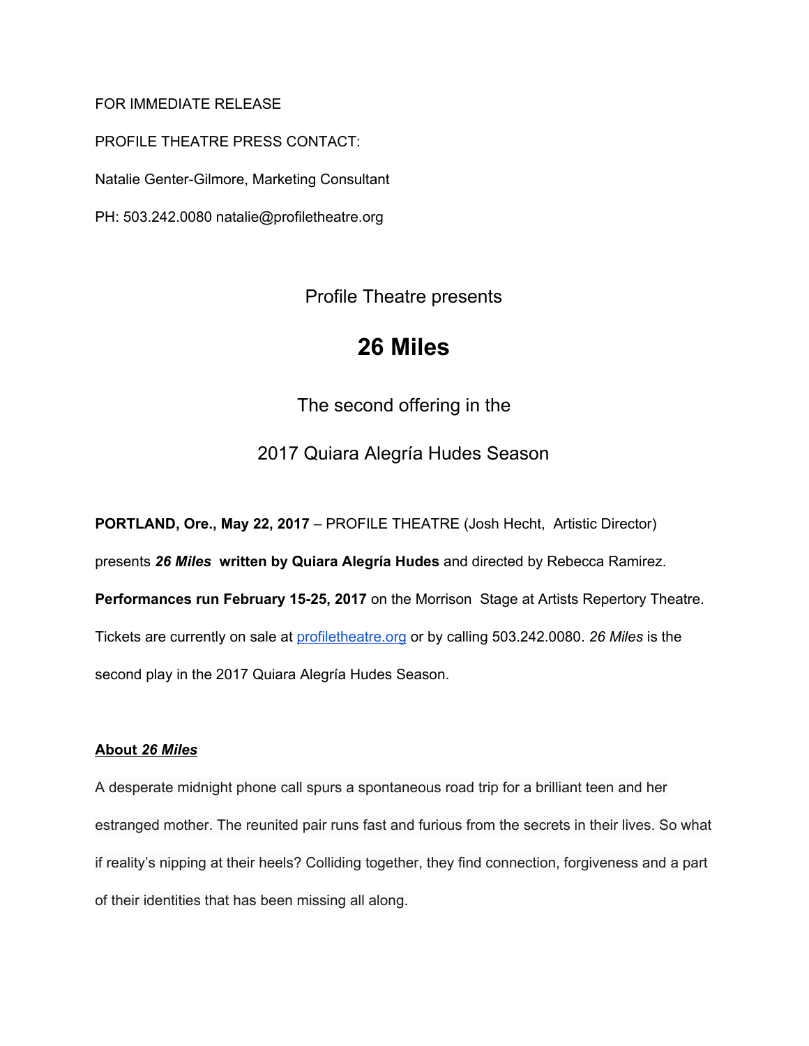FOR IMMEDIATE RELEASE

PROFILE THEATRE PRESS CONTACT:

Natalie Genter-Gilmore, Marketing Consultant

PH: 503.242.0080 natalie@profiletheatre.org

Profile Theatre presents

# 26 Miles

The second offering in the

2017 Quiara Alegría Hudes Season

**PORTLAND, Ore., May 22, 2017** – PROFILE THEATRE (Josh Hecht, Artistic Director) presents ***26 Miles*** **written by Quiara Alegría Hudes** and directed by Rebecca Ramirez. **Performances run February 15-25, 2017** on the Morrison Stage at Artists Repertory Theatre. Tickets are currently on sale at [profiletheatre.org](profiletheatre.org) or by calling 503.242.0080. *26 Miles* is the second play in the 2017 Quiara Alegría Hudes Season.

**About *26 Miles***

A desperate midnight phone call spurs a spontaneous road trip for a brilliant teen and her estranged mother. The reunited pair runs fast and furious from the secrets in their lives. So what if reality's nipping at their heels? Colliding together, they find connection, forgiveness and a part of their identities that has been missing all along.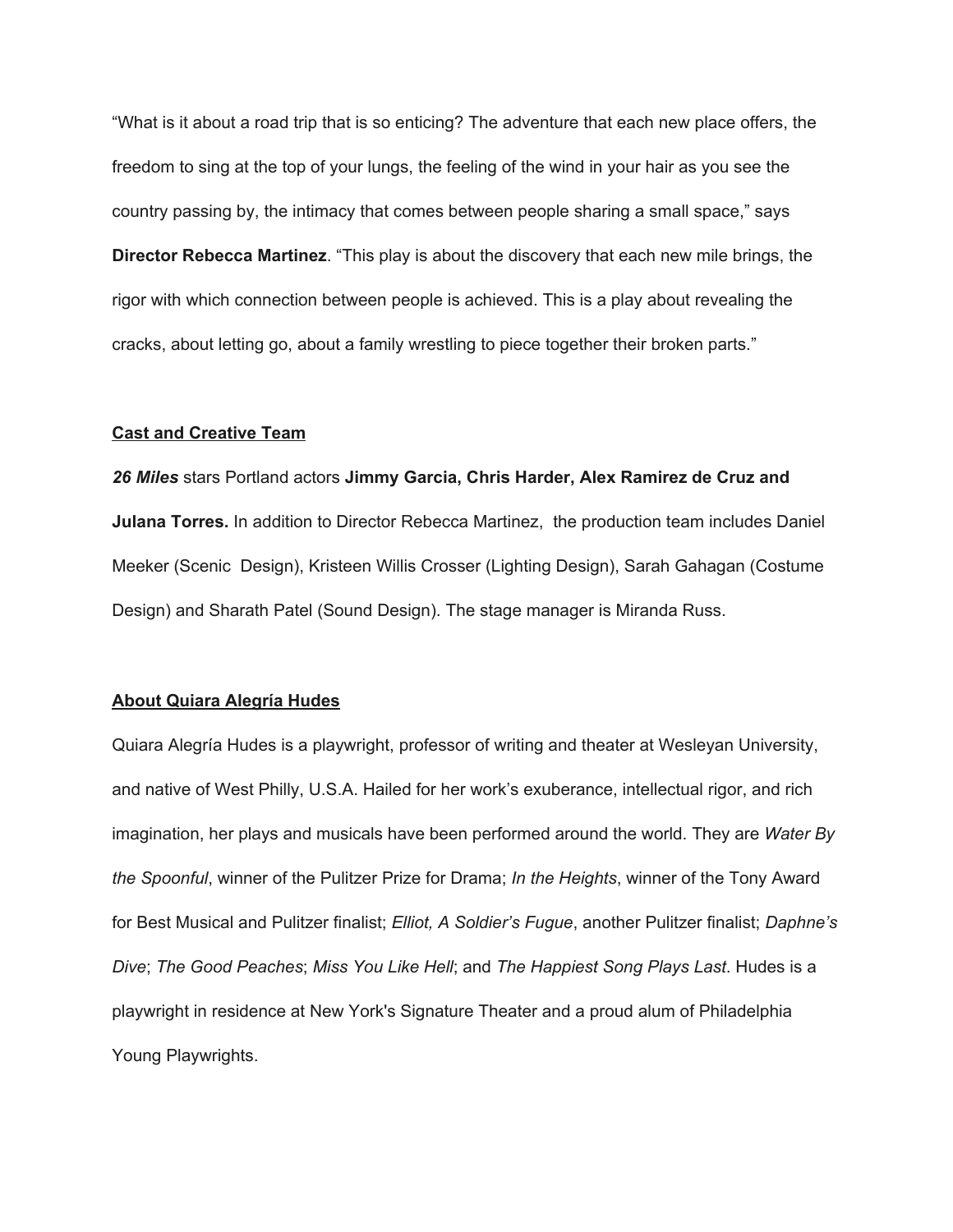"What is it about a road trip that is so enticing? The adventure that each new place offers, the freedom to sing at the top of your lungs, the feeling of the wind in your hair as you see the country passing by, the intimacy that comes between people sharing a small space," says **Director Rebecca Martinez**. "This play is about the discovery that each new mile brings, the rigor with which connection between people is achieved. This is a play about revealing the cracks, about letting go, about a family wrestling to piece together their broken parts."

**Cast and Creative Team**

***26 Miles*** stars Portland actors **Jimmy Garcia, Chris Harder, Alex Ramirez de Cruz and Julana Torres.** In addition to Director Rebecca Martinez, the production team includes Daniel Meeker (Scenic Design), Kristeen Willis Crosser (Lighting Design), Sarah Gahagan (Costume Design) and Sharath Patel (Sound Design). The stage manager is Miranda Russ.

**About Quiara Alegría Hudes**

Quiara Alegría Hudes is a playwright, professor of writing and theater at Wesleyan University, and native of West Philly, U.S.A. Hailed for her work's exuberance, intellectual rigor, and rich imagination, her plays and musicals have been performed around the world. They are *Water By the Spoonful*, winner of the Pulitzer Prize for Drama; *In the Heights*, winner of the Tony Award for Best Musical and Pulitzer finalist; *Elliot, A Soldier's Fugue*, another Pulitzer finalist; *Daphne's Dive*; *The Good Peaches*; *Miss You Like Hell*; and *The Happiest Song Plays Last*. Hudes is a playwright in residence at New York's Signature Theater and a proud alum of Philadelphia Young Playwrights.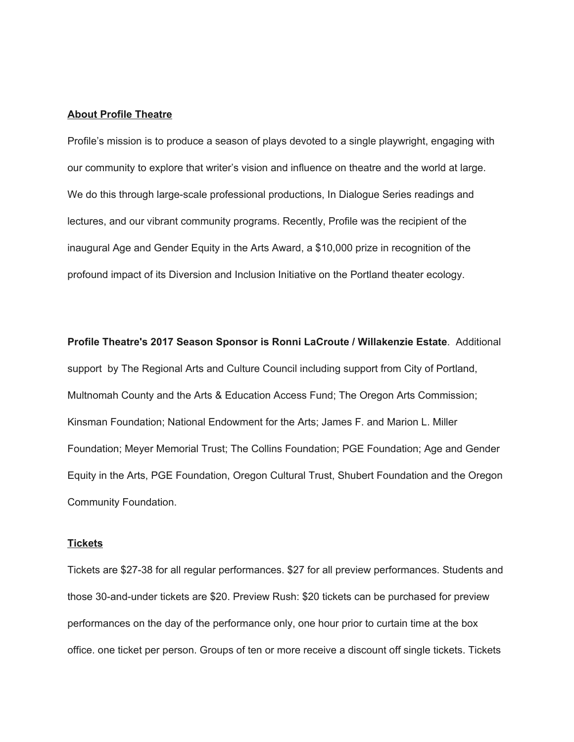**About Profile Theatre**

Profile's mission is to produce a season of plays devoted to a single playwright, engaging with our community to explore that writer's vision and influence on theatre and the world at large. We do this through large-scale professional productions, In Dialogue Series readings and lectures, and our vibrant community programs. Recently, Profile was the recipient of the inaugural Age and Gender Equity in the Arts Award, a $10,000 prize in recognition of the profound impact of its Diversion and Inclusion Initiative on the Portland theater ecology.

**Profile Theatre's 2017 Season Sponsor is Ronni LaCroute / Willakenzie Estate**. Additional support by The Regional Arts and Culture Council including support from City of Portland, Multnomah County and the Arts & Education Access Fund; The Oregon Arts Commission; Kinsman Foundation; National Endowment for the Arts; James F. and Marion L. Miller Foundation; Meyer Memorial Trust; The Collins Foundation; PGE Foundation; Age and Gender Equity in the Arts, PGE Foundation, Oregon Cultural Trust, Shubert Foundation and the Oregon Community Foundation.

**Tickets**

Tickets are $27-38 for all regular performances. $27 for all preview performances. Students and those 30-and-under tickets are $20. Preview Rush: $20 tickets can be purchased for preview performances on the day of the performance only, one hour prior to curtain time at the box office. one ticket per person. Groups of ten or more receive a discount off single tickets. Tickets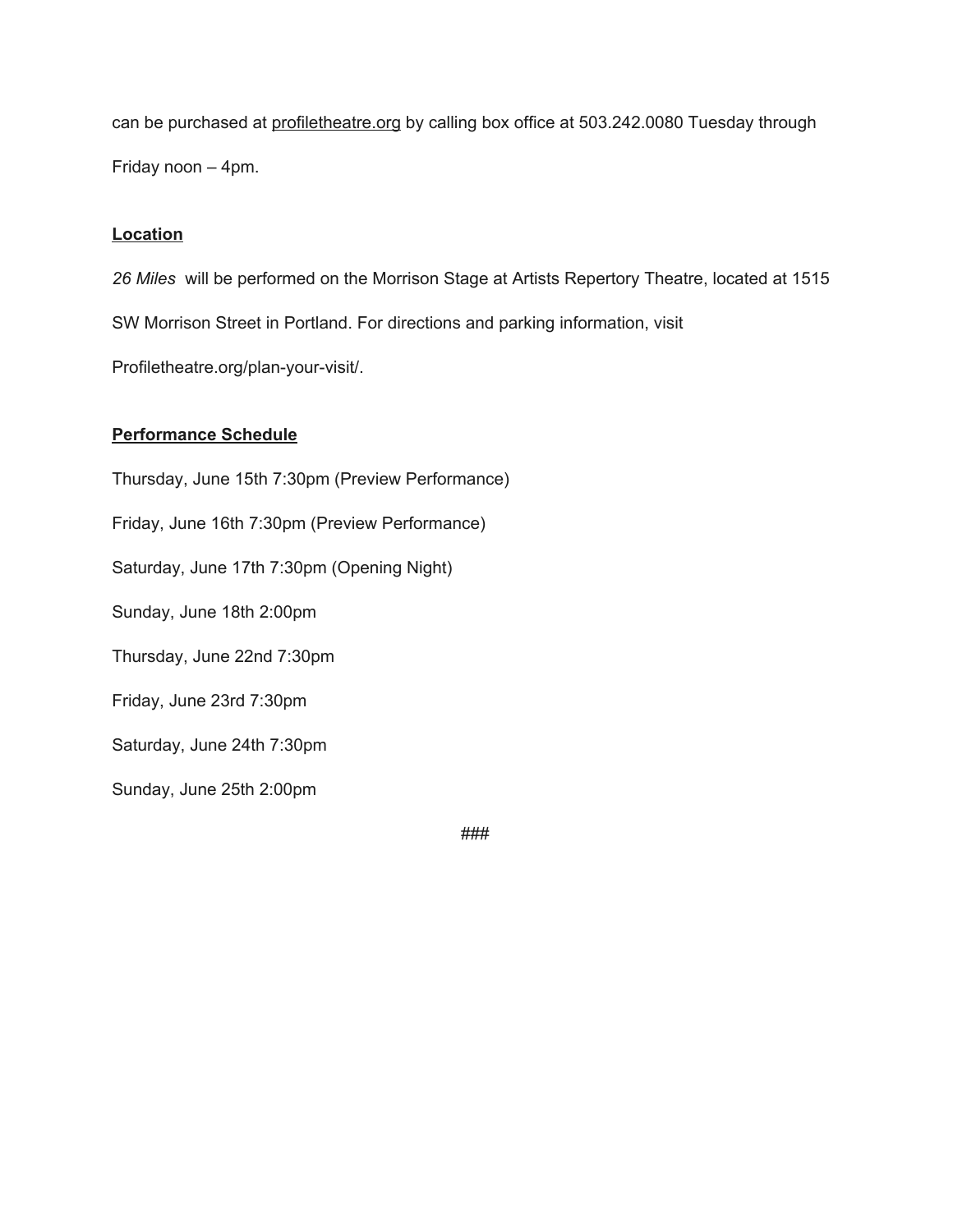can be purchased at profiletheatre.org by calling box office at 503.242.0080 Tuesday through Friday noon – 4pm.

**Location**

*26 Miles* will be performed on the Morrison Stage at Artists Repertory Theatre, located at 1515 SW Morrison Street in Portland. For directions and parking information, visit Profiletheatre.org/plan-your-visit/.

**Performance Schedule**

Thursday, June 15th 7:30pm (Preview Performance)

Friday, June 16th 7:30pm (Preview Performance)

Saturday, June 17th 7:30pm (Opening Night)

Sunday, June 18th 2:00pm

Thursday, June 22nd 7:30pm

Friday, June 23rd 7:30pm

Saturday, June 24th 7:30pm

Sunday, June 25th 2:00pm

###